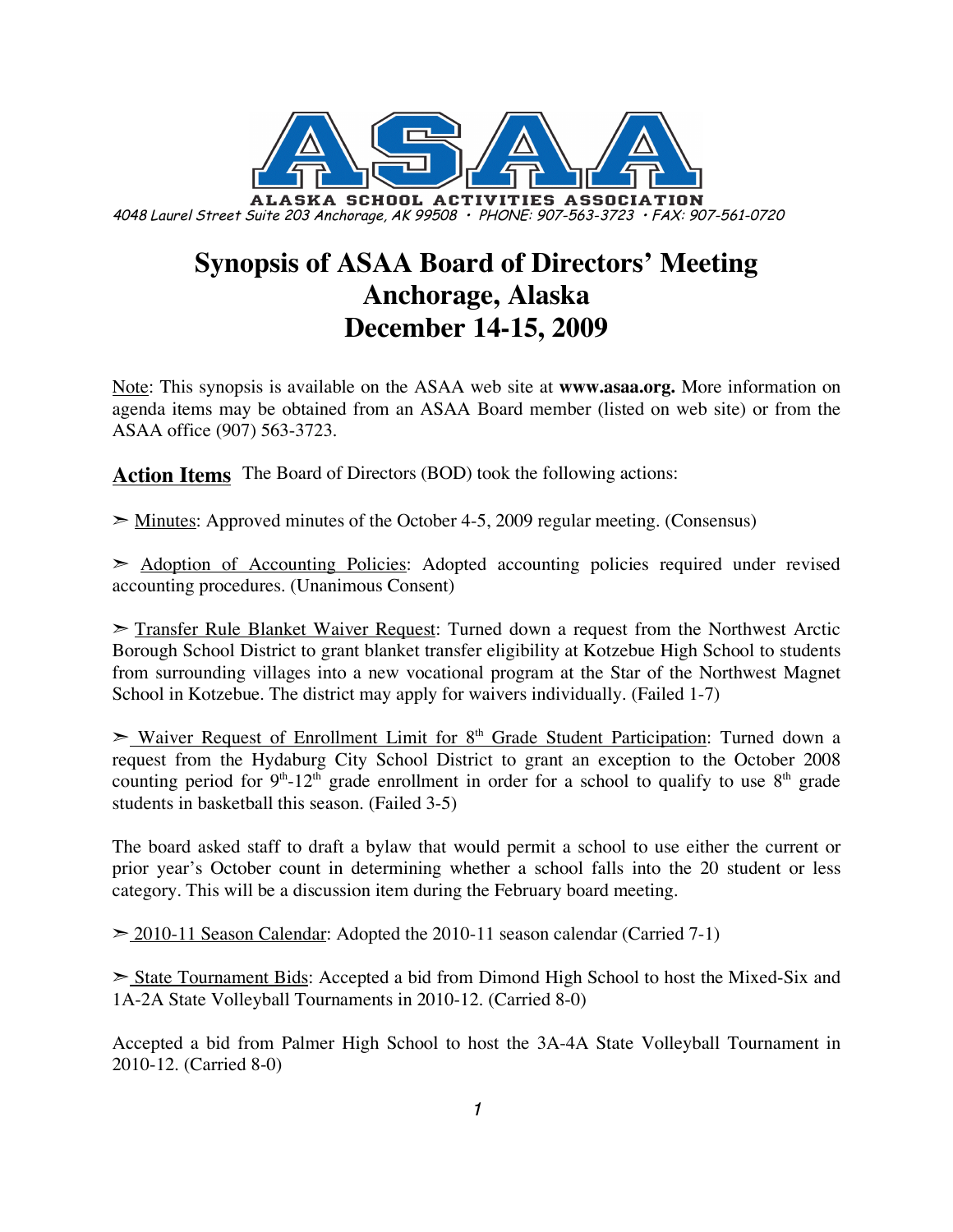**ALASKA SCHOOL ACTIVITIES ASSOCIATION**

*4048 Laurel Street Suite 203 Anchorage, AK 99508 • PHONE: 907-563-3723 • FAX: 907-561-0720*

# Synopsis of ASAA Board of Directors' Meeting
# Anchorage, Alaska
# December 14-15, 2009

Note: This synopsis is available on the ASAA web site at **www.asaa.org.** More information on agenda items may be obtained from an ASAA Board member (listed on web site) or from the ASAA office (907) 563-3723.

**Action Items** The Board of Directors (BOD) took the following actions:

➢ Minutes: Approved minutes of the October 4-5, 2009 regular meeting. (Consensus)

➢ Adoption of Accounting Policies: Adopted accounting policies required under revised accounting procedures. (Unanimous Consent)

➢ Transfer Rule Blanket Waiver Request: Turned down a request from the Northwest Arctic Borough School District to grant blanket transfer eligibility at Kotzebue High School to students from surrounding villages into a new vocational program at the Star of the Northwest Magnet School in Kotzebue. The district may apply for waivers individually. (Failed 1-7)

➢ Waiver Request of Enrollment Limit for 8th Grade Student Participation: Turned down a request from the Hydaburg City School District to grant an exception to the October 2008 counting period for 9th-12th grade enrollment in order for a school to qualify to use 8th grade students in basketball this season. (Failed 3-5)

The board asked staff to draft a bylaw that would permit a school to use either the current or prior year's October count in determining whether a school falls into the 20 student or less category. This will be a discussion item during the February board meeting.

➢ 2010-11 Season Calendar: Adopted the 2010-11 season calendar (Carried 7-1)

➢ State Tournament Bids: Accepted a bid from Dimond High School to host the Mixed-Six and 1A-2A State Volleyball Tournaments in 2010-12. (Carried 8-0)

Accepted a bid from Palmer High School to host the 3A-4A State Volleyball Tournament in 2010-12. (Carried 8-0)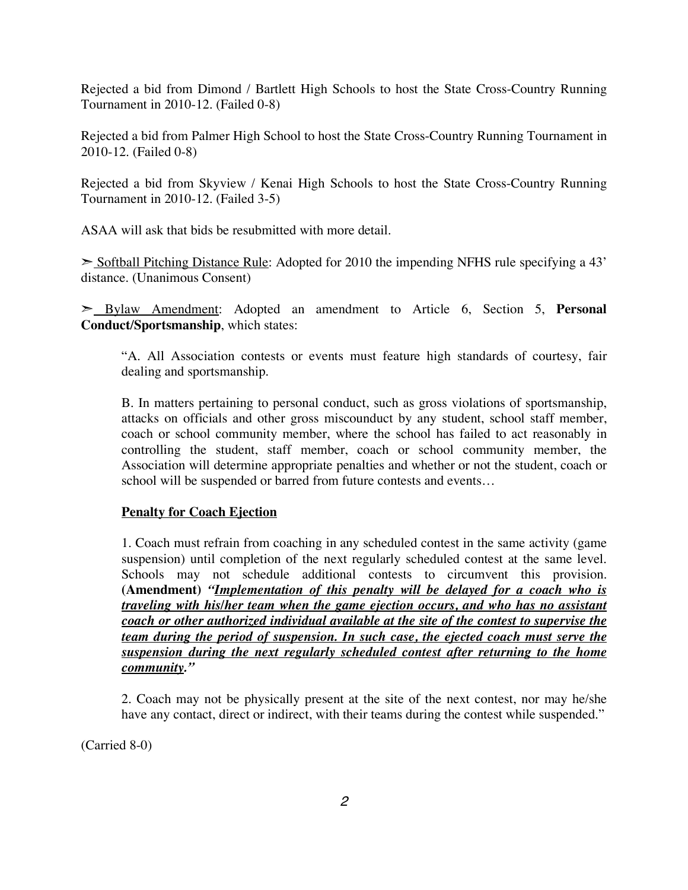Rejected a bid from Dimond / Bartlett High Schools to host the State Cross-Country Running Tournament in 2010-12. (Failed 0-8)

Rejected a bid from Palmer High School to host the State Cross-Country Running Tournament in 2010-12. (Failed 0-8)

Rejected a bid from Skyview / Kenai High Schools to host the State Cross-Country Running Tournament in 2010-12. (Failed 3-5)

ASAA will ask that bids be resubmitted with more detail.

➢ <u>Softball Pitching Distance Rule</u>: Adopted for 2010 the impending NFHS rule specifying a 43' distance. (Unanimous Consent)

➢ <u>Bylaw Amendment</u>: Adopted an amendment to Article 6, Section 5, **Personal Conduct/Sportsmanship**, which states:

> "A. All Association contests or events must feature high standards of courtesy, fair dealing and sportsmanship.
>
> B. In matters pertaining to personal conduct, such as gross violations of sportsmanship, attacks on officials and other gross miscounduct by any student, school staff member, coach or school community member, where the school has failed to act reasonably in controlling the student, staff member, coach or school community member, the Association will determine appropriate penalties and whether or not the student, coach or school will be suspended or barred from future contests and events…
>
> **<u>Penalty for Coach Ejection</u>**
>
> 1. Coach must refrain from coaching in any scheduled contest in the same activity (game suspension) until completion of the next regularly scheduled contest at the same level. Schools may not schedule additional contests to circumvent this provision. **(Amendment)** ***<u>"Implementation of this penalty will be delayed for a coach who is traveling with his/her team when the game ejection occurs, and who has no assistant coach or other authorized individual available at the site of the contest to supervise the team during the period of suspension. In such case, the ejected coach must serve the suspension during the next regularly scheduled contest after returning to the home community</u>."***
>
> 2. Coach may not be physically present at the site of the next contest, nor may he/she have any contact, direct or indirect, with their teams during the contest while suspended."

(Carried 8-0)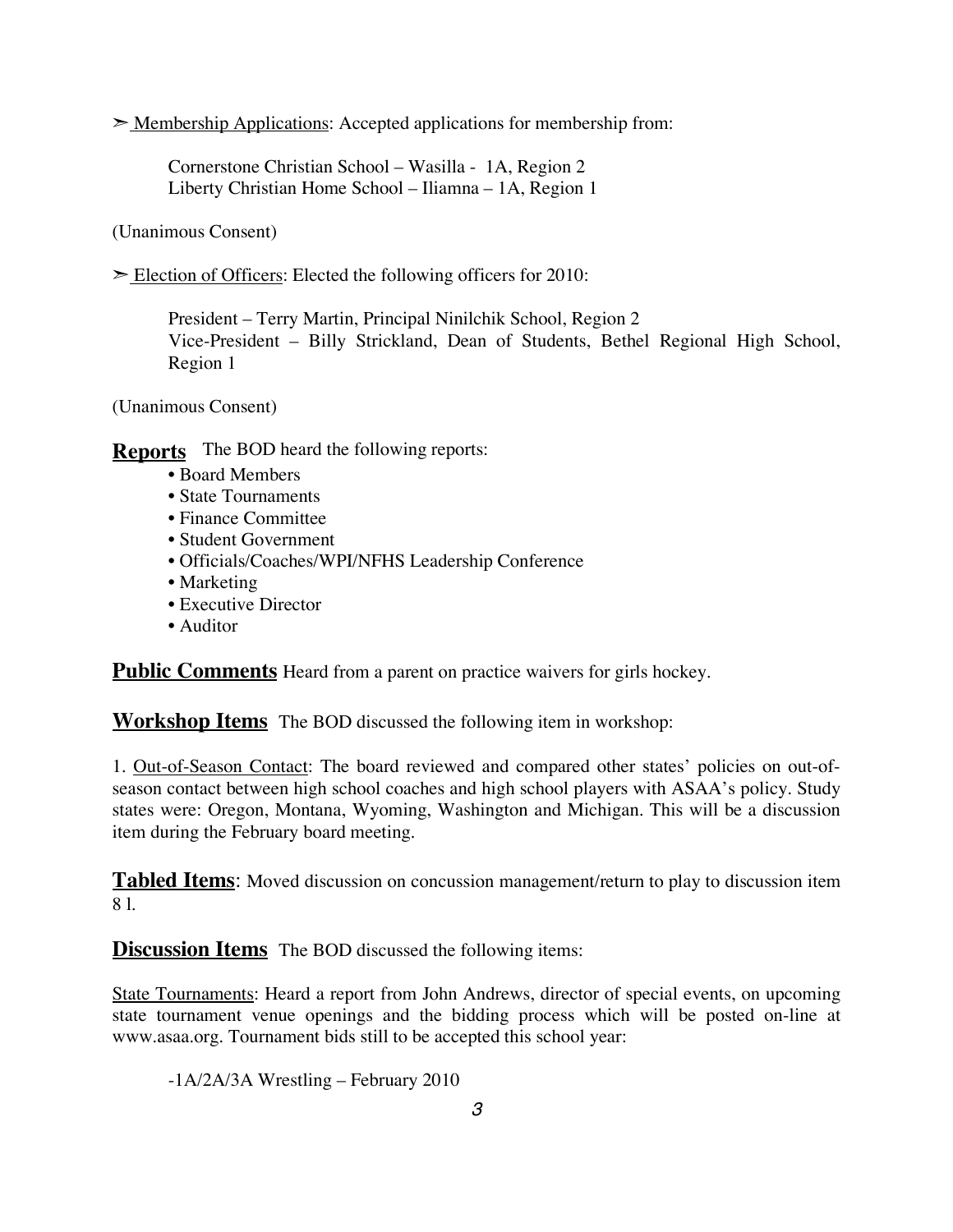➣ <u>Membership Applications</u>: Accepted applications for membership from:

Cornerstone Christian School – Wasilla - 1A, Region 2
Liberty Christian Home School – Iliamna – 1A, Region 1

(Unanimous Consent)

➣ <u>Election of Officers</u>: Elected the following officers for 2010:

President – Terry Martin, Principal Ninilchik School, Region 2
Vice-President – Billy Strickland, Dean of Students, Bethel Regional High School, Region 1

(Unanimous Consent)

**Reports** The BOD heard the following reports:

- Board Members
- State Tournaments
- Finance Committee
- Student Government
- Officials/Coaches/WPI/NFHS Leadership Conference
- Marketing
- Executive Director
- Auditor

**Public Comments** Heard from a parent on practice waivers for girls hockey.

**Workshop Items** The BOD discussed the following item in workshop:

1. <u>Out-of-Season Contact</u>: The board reviewed and compared other states' policies on out-of-season contact between high school coaches and high school players with ASAA's policy. Study states were: Oregon, Montana, Wyoming, Washington and Michigan. This will be a discussion item during the February board meeting.

**Tabled Items**: Moved discussion on concussion management/return to play to discussion item 8 l.

**Discussion Items** The BOD discussed the following items:

<u>State Tournaments</u>: Heard a report from John Andrews, director of special events, on upcoming state tournament venue openings and the bidding process which will be posted on-line at www.asaa.org. Tournament bids still to be accepted this school year:

-1A/2A/3A Wrestling – February 2010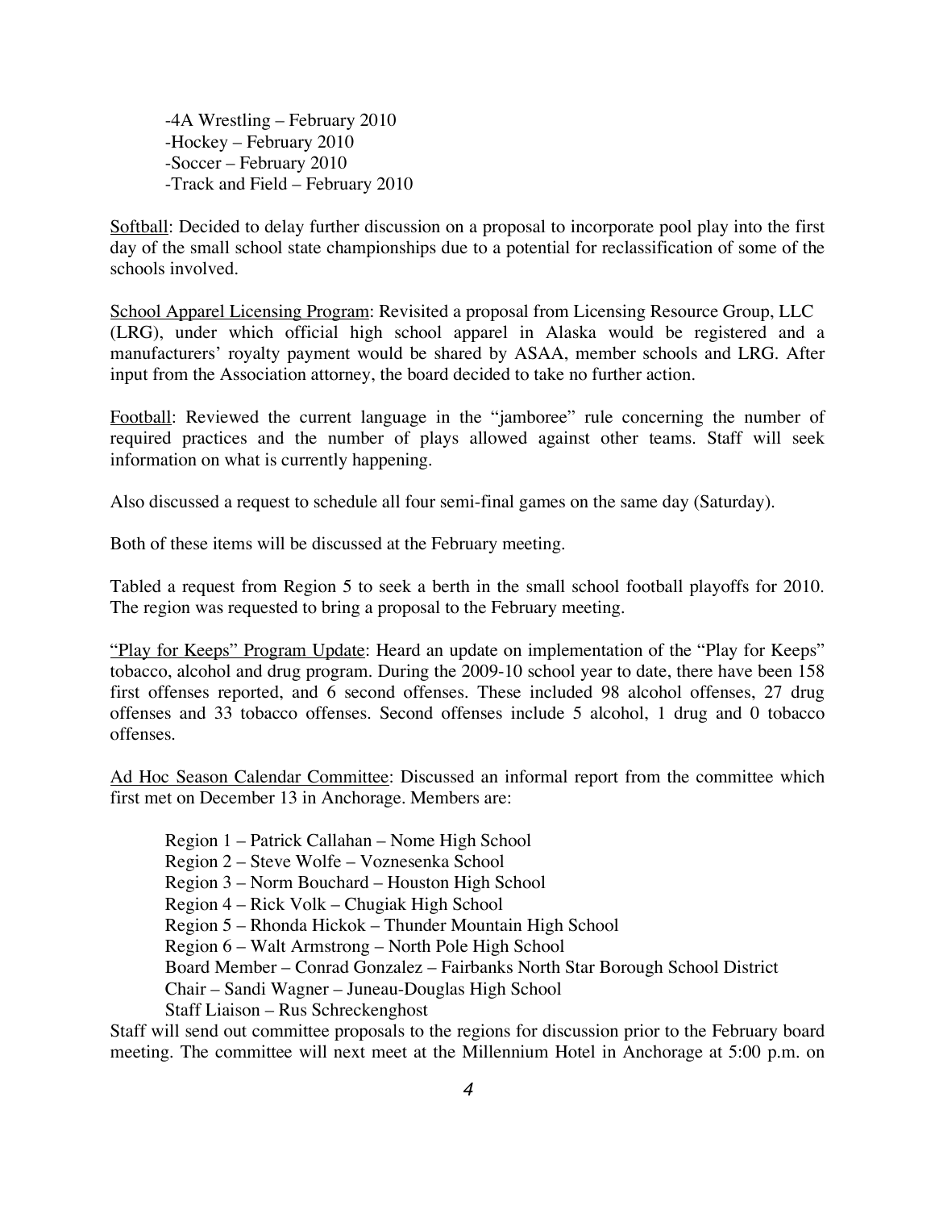-4A Wrestling – February 2010
-Hockey – February 2010
-Soccer – February 2010
-Track and Field – February 2010

Softball: Decided to delay further discussion on a proposal to incorporate pool play into the first day of the small school state championships due to a potential for reclassification of some of the schools involved.

School Apparel Licensing Program: Revisited a proposal from Licensing Resource Group, LLC (LRG), under which official high school apparel in Alaska would be registered and a manufacturers' royalty payment would be shared by ASAA, member schools and LRG. After input from the Association attorney, the board decided to take no further action.

Football: Reviewed the current language in the "jamboree" rule concerning the number of required practices and the number of plays allowed against other teams. Staff will seek information on what is currently happening.

Also discussed a request to schedule all four semi-final games on the same day (Saturday).

Both of these items will be discussed at the February meeting.

Tabled a request from Region 5 to seek a berth in the small school football playoffs for 2010. The region was requested to bring a proposal to the February meeting.

"Play for Keeps" Program Update: Heard an update on implementation of the "Play for Keeps" tobacco, alcohol and drug program. During the 2009-10 school year to date, there have been 158 first offenses reported, and 6 second offenses. These included 98 alcohol offenses, 27 drug offenses and 33 tobacco offenses. Second offenses include 5 alcohol, 1 drug and 0 tobacco offenses.

Ad Hoc Season Calendar Committee: Discussed an informal report from the committee which first met on December 13 in Anchorage. Members are:

Region 1 – Patrick Callahan – Nome High School
Region 2 – Steve Wolfe – Voznesenka School
Region 3 – Norm Bouchard – Houston High School
Region 4 – Rick Volk – Chugiak High School
Region 5 – Rhonda Hickok – Thunder Mountain High School
Region 6 – Walt Armstrong – North Pole High School
Board Member – Conrad Gonzalez – Fairbanks North Star Borough School District
Chair – Sandi Wagner – Juneau-Douglas High School
Staff Liaison – Rus Schreckenghost

Staff will send out committee proposals to the regions for discussion prior to the February board meeting. The committee will next meet at the Millennium Hotel in Anchorage at 5:00 p.m. on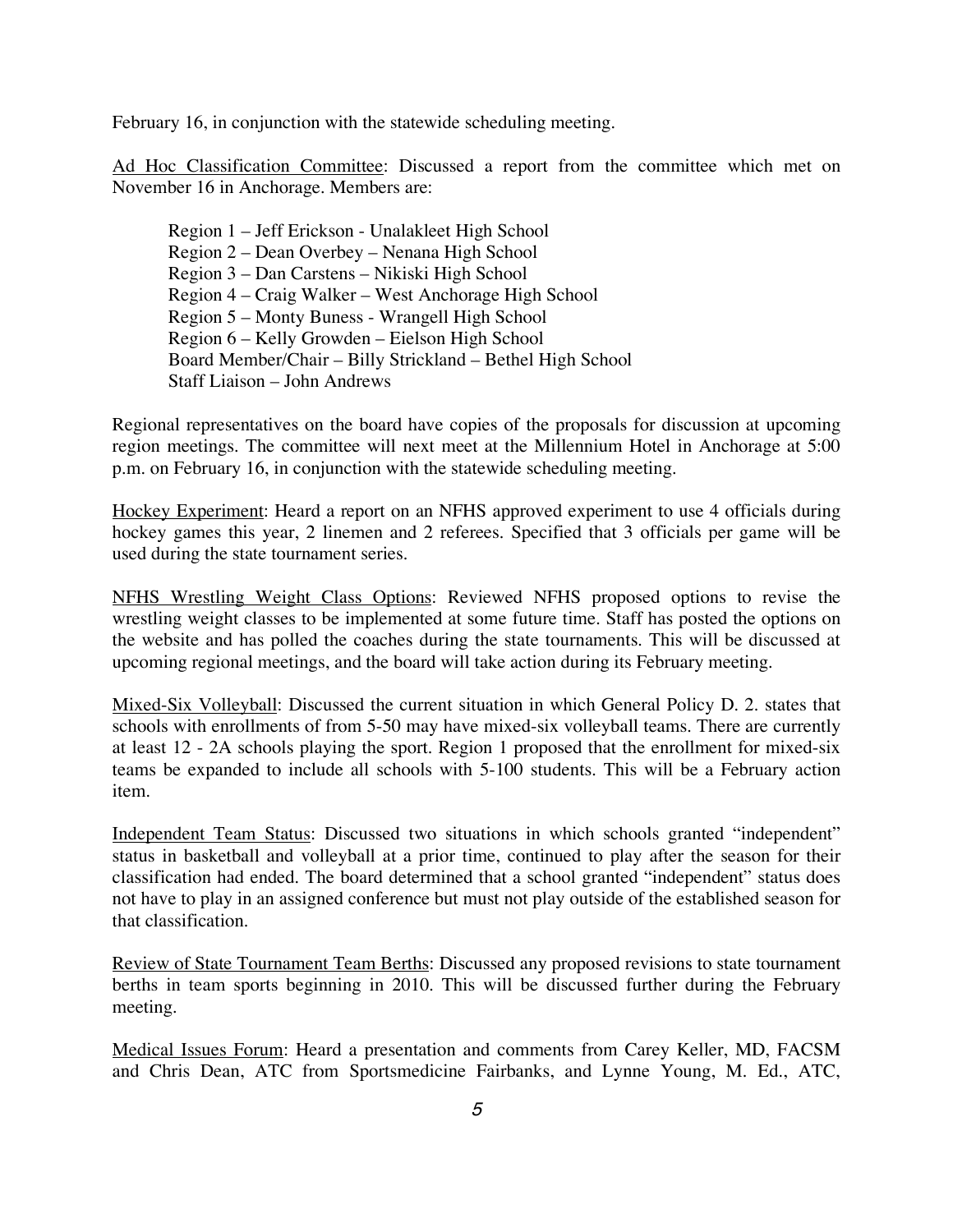February 16, in conjunction with the statewide scheduling meeting.

<u>Ad Hoc Classification Committee</u>: Discussed a report from the committee which met on November 16 in Anchorage. Members are:

Region 1 – Jeff Erickson - Unalakleet High School
Region 2 – Dean Overbey – Nenana High School
Region 3 – Dan Carstens – Nikiski High School
Region 4 – Craig Walker – West Anchorage High School
Region 5 – Monty Buness - Wrangell High School
Region 6 – Kelly Growden – Eielson High School
Board Member/Chair – Billy Strickland – Bethel High School
Staff Liaison – John Andrews

Regional representatives on the board have copies of the proposals for discussion at upcoming region meetings. The committee will next meet at the Millennium Hotel in Anchorage at 5:00 p.m. on February 16, in conjunction with the statewide scheduling meeting.

<u>Hockey Experiment</u>: Heard a report on an NFHS approved experiment to use 4 officials during hockey games this year, 2 linemen and 2 referees. Specified that 3 officials per game will be used during the state tournament series.

<u>NFHS Wrestling Weight Class Options</u>: Reviewed NFHS proposed options to revise the wrestling weight classes to be implemented at some future time. Staff has posted the options on the website and has polled the coaches during the state tournaments. This will be discussed at upcoming regional meetings, and the board will take action during its February meeting.

<u>Mixed-Six Volleyball</u>: Discussed the current situation in which General Policy D. 2. states that schools with enrollments of from 5-50 may have mixed-six volleyball teams. There are currently at least 12 - 2A schools playing the sport. Region 1 proposed that the enrollment for mixed-six teams be expanded to include all schools with 5-100 students. This will be a February action item.

<u>Independent Team Status</u>: Discussed two situations in which schools granted "independent" status in basketball and volleyball at a prior time, continued to play after the season for their classification had ended. The board determined that a school granted "independent" status does not have to play in an assigned conference but must not play outside of the established season for that classification.

<u>Review of State Tournament Team Berths</u>: Discussed any proposed revisions to state tournament berths in team sports beginning in 2010. This will be discussed further during the February meeting.

<u>Medical Issues Forum</u>: Heard a presentation and comments from Carey Keller, MD, FACSM and Chris Dean, ATC from Sportsmedicine Fairbanks, and Lynne Young, M. Ed., ATC,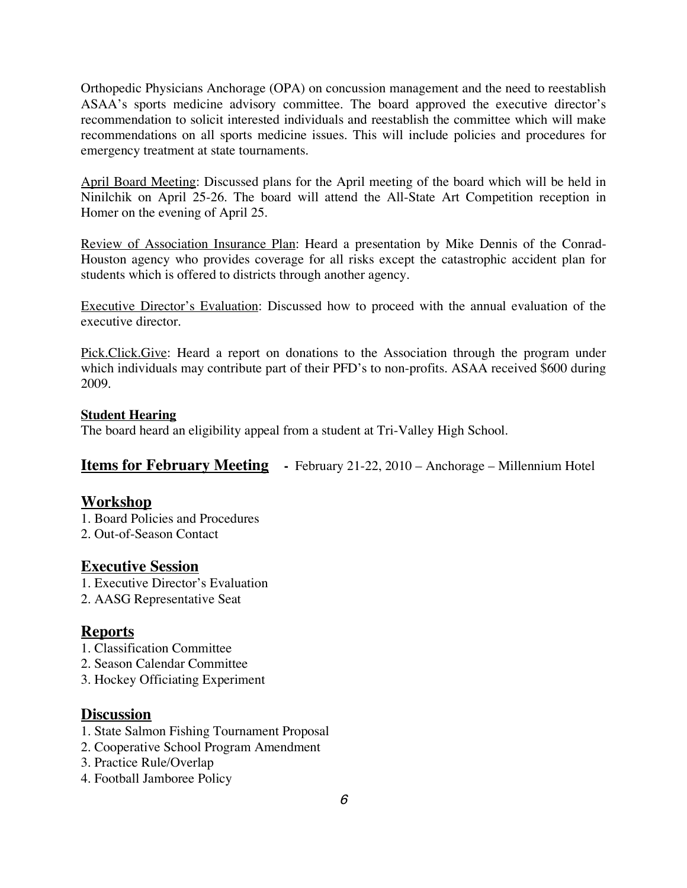Orthopedic Physicians Anchorage (OPA) on concussion management and the need to reestablish ASAA's sports medicine advisory committee. The board approved the executive director's recommendation to solicit interested individuals and reestablish the committee which will make recommendations on all sports medicine issues. This will include policies and procedures for emergency treatment at state tournaments.

April Board Meeting: Discussed plans for the April meeting of the board which will be held in Ninilchik on April 25-26. The board will attend the All-State Art Competition reception in Homer on the evening of April 25.

Review of Association Insurance Plan: Heard a presentation by Mike Dennis of the Conrad-Houston agency who provides coverage for all risks except the catastrophic accident plan for students which is offered to districts through another agency.

Executive Director's Evaluation: Discussed how to proceed with the annual evaluation of the executive director.

Pick.Click.Give: Heard a report on donations to the Association through the program under which individuals may contribute part of their PFD's to non-profits. ASAA received $600 during 2009.

**Student Hearing**

The board heard an eligibility appeal from a student at Tri-Valley High School.

## Items for February Meeting - February 21-22, 2010 – Anchorage – Millennium Hotel

### Workshop

1. Board Policies and Procedures
2. Out-of-Season Contact

### Executive Session

1. Executive Director's Evaluation
2. AASG Representative Seat

### Reports

1. Classification Committee
2. Season Calendar Committee
3. Hockey Officiating Experiment

### Discussion

1. State Salmon Fishing Tournament Proposal
2. Cooperative School Program Amendment
3. Practice Rule/Overlap
4. Football Jamboree Policy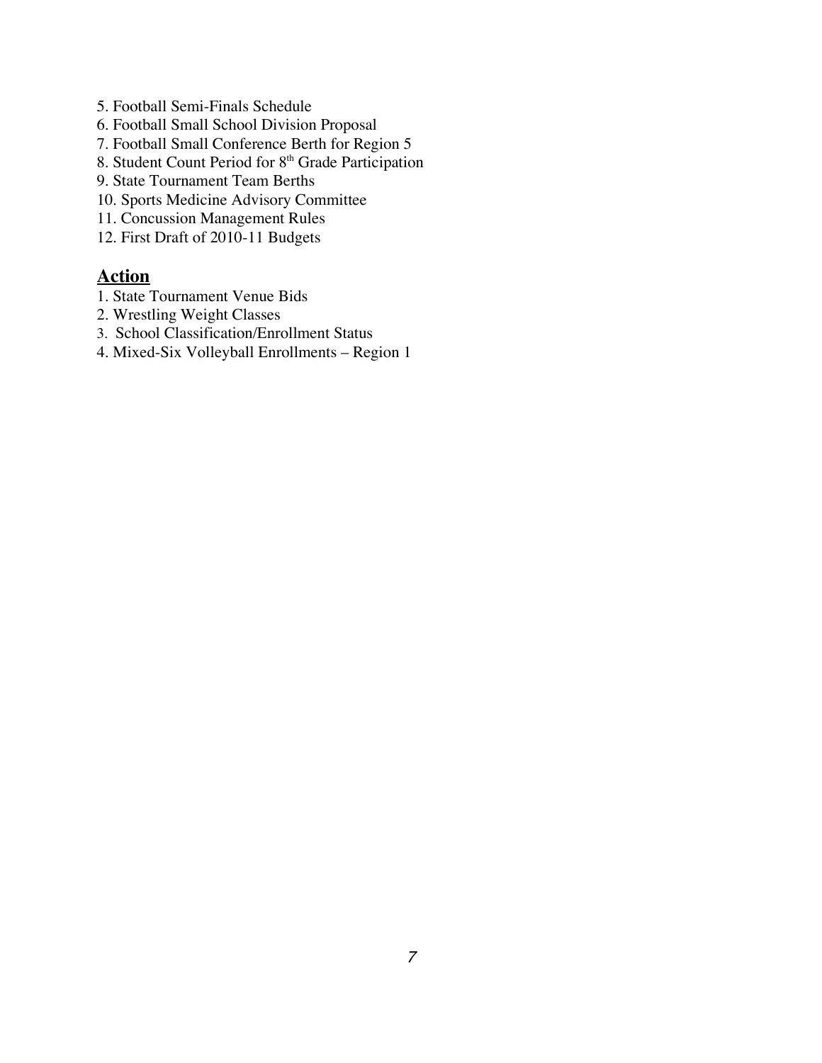5. Football Semi-Finals Schedule
6. Football Small School Division Proposal
7. Football Small Conference Berth for Region 5
8. Student Count Period for 8th Grade Participation
9. State Tournament Team Berths
10. Sports Medicine Advisory Committee
11. Concussion Management Rules
12. First Draft of 2010-11 Budgets

## Action

1. State Tournament Venue Bids
2. Wrestling Weight Classes
3. School Classification/Enrollment Status
4. Mixed-Six Volleyball Enrollments – Region 1